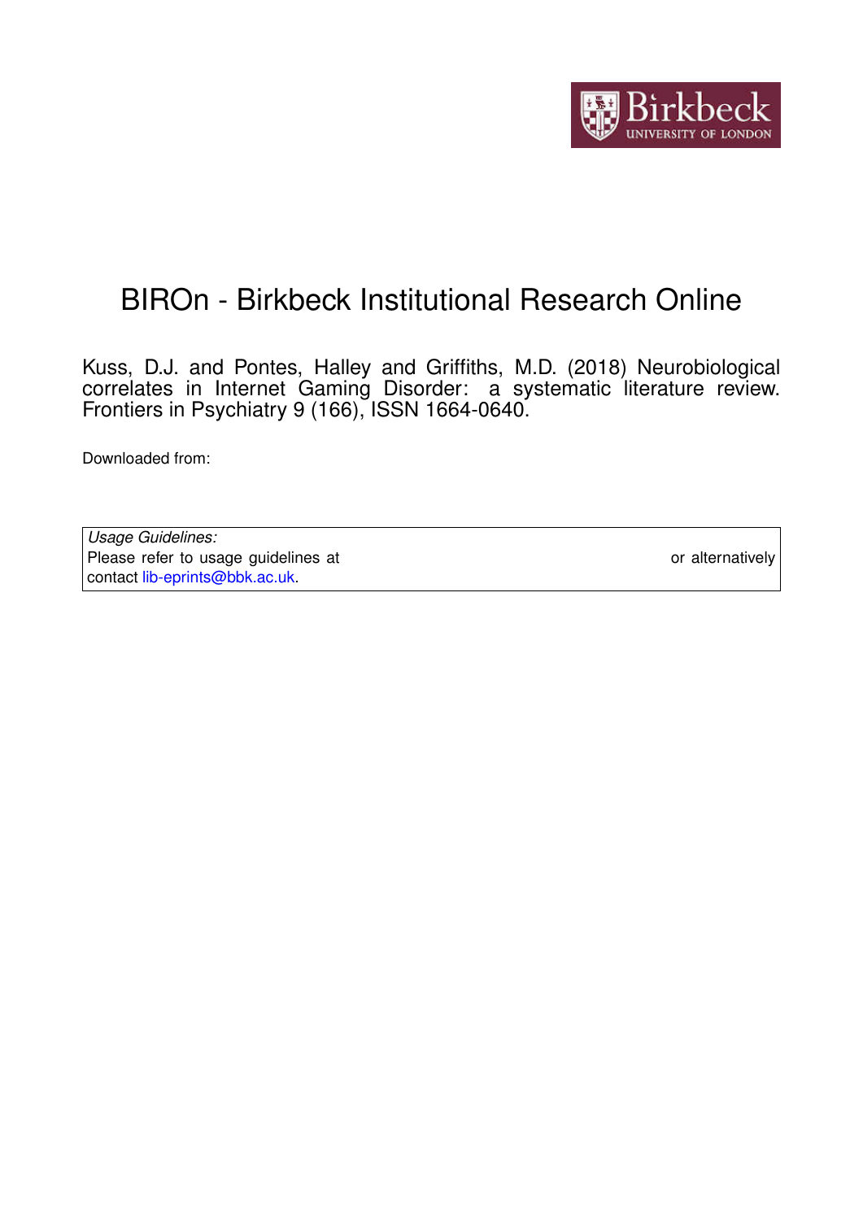# BIROn - Birkbeck Institutional Research Online

Kuss, D.J. and Pontes, Halley and Griffiths, M.D. (2018) Neurobiological correlates in Internet Gaming Disorder: a systematic literature review. Frontiers in Psychiatry 9 (166), ISSN 1664-0640.

Downloaded from:

| *Usage Guidelines:* |
|---|
| Please refer to usage guidelines at or alternatively contact lib-eprints@bbk.ac.uk. |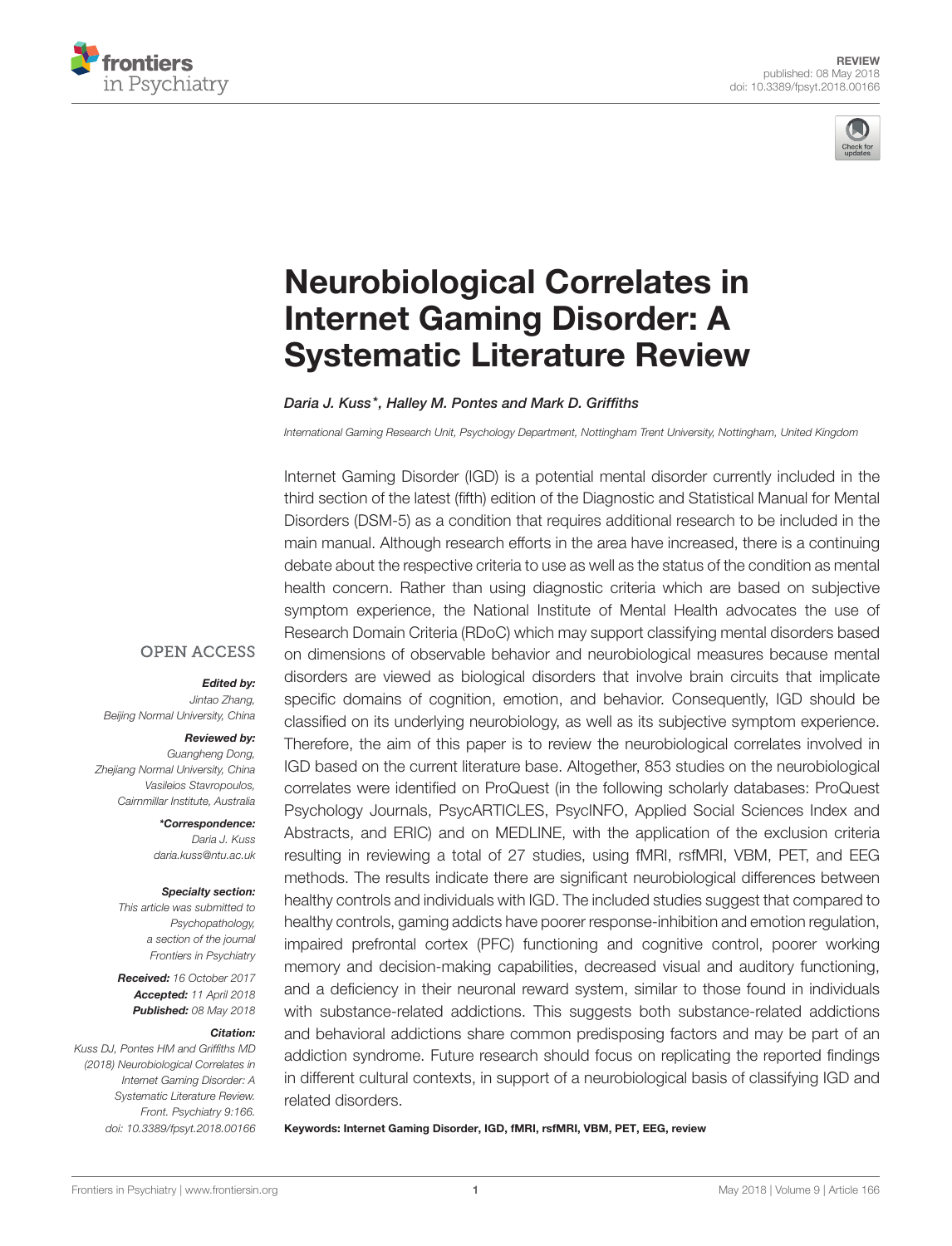# Neurobiological Correlates in Internet Gaming Disorder: A Systematic Literature Review

*Daria J. Kuss\*, Halley M. Pontes and Mark D. Griffiths*

*International Gaming Research Unit, Psychology Department, Nottingham Trent University, Nottingham, United Kingdom*

Internet Gaming Disorder (IGD) is a potential mental disorder currently included in the third section of the latest (fifth) edition of the Diagnostic and Statistical Manual for Mental Disorders (DSM-5) as a condition that requires additional research to be included in the main manual. Although research efforts in the area have increased, there is a continuing debate about the respective criteria to use as well as the status of the condition as mental health concern. Rather than using diagnostic criteria which are based on subjective symptom experience, the National Institute of Mental Health advocates the use of Research Domain Criteria (RDoC) which may support classifying mental disorders based on dimensions of observable behavior and neurobiological measures because mental disorders are viewed as biological disorders that involve brain circuits that implicate specific domains of cognition, emotion, and behavior. Consequently, IGD should be classified on its underlying neurobiology, as well as its subjective symptom experience. Therefore, the aim of this paper is to review the neurobiological correlates involved in IGD based on the current literature base. Altogether, 853 studies on the neurobiological correlates were identified on ProQuest (in the following scholarly databases: ProQuest Psychology Journals, PsycARTICLES, PsycINFO, Applied Social Sciences Index and Abstracts, and ERIC) and on MEDLINE, with the application of the exclusion criteria resulting in reviewing a total of 27 studies, using fMRI, rsfMRI, VBM, PET, and EEG methods. The results indicate there are significant neurobiological differences between healthy controls and individuals with IGD. The included studies suggest that compared to healthy controls, gaming addicts have poorer response-inhibition and emotion regulation, impaired prefrontal cortex (PFC) functioning and cognitive control, poorer working memory and decision-making capabilities, decreased visual and auditory functioning, and a deficiency in their neuronal reward system, similar to those found in individuals with substance-related addictions. This suggests both substance-related addictions and behavioral addictions share common predisposing factors and may be part of an addiction syndrome. Future research should focus on replicating the reported findings in different cultural contexts, in support of a neurobiological basis of classifying IGD and related disorders.

**Keywords: Internet Gaming Disorder, IGD, fMRI, rsfMRI, VBM, PET, EEG, review**

OPEN ACCESS

***Edited by:***
*Jintao Zhang,*
*Beijing Normal University, China*

***Reviewed by:***
*Guangheng Dong,*
*Zhejiang Normal University, China*
*Vasileios Stavropoulos,*
*Cairnmillar Institute, Australia*

***\*Correspondence:***
*Daria J. Kuss*
*daria.kuss@ntu.ac.uk*

***Specialty section:***
*This article was submitted to Psychopathology, a section of the journal Frontiers in Psychiatry*

***Received:*** *16 October 2017*
***Accepted:*** *11 April 2018*
***Published:*** *08 May 2018*

***Citation:***
*Kuss DJ, Pontes HM and Griffiths MD (2018) Neurobiological Correlates in Internet Gaming Disorder: A Systematic Literature Review. Front. Psychiatry 9:166. doi: 10.3389/fpsyt.2018.00166*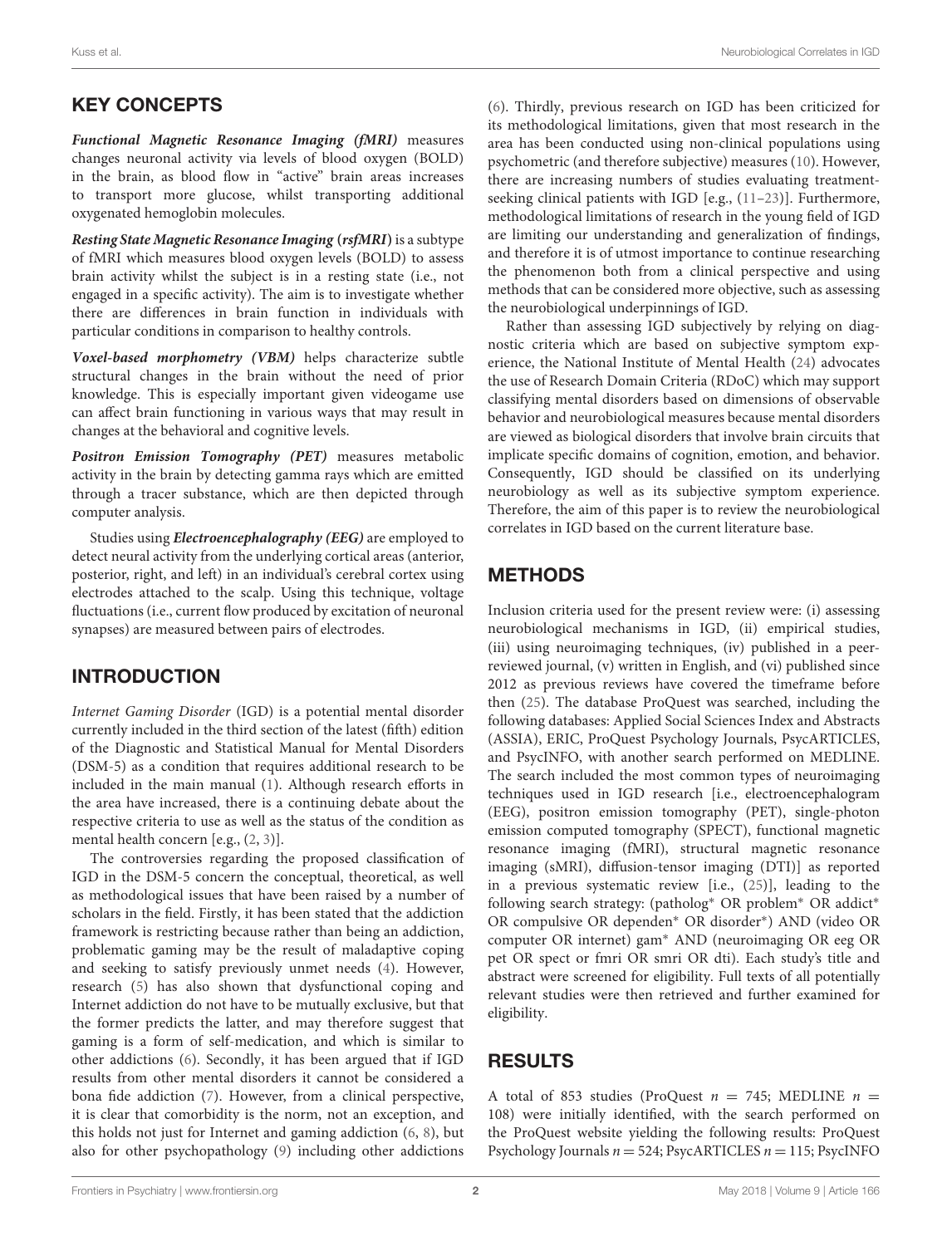## KEY CONCEPTS

***Functional Magnetic Resonance Imaging (fMRI)*** measures changes neuronal activity via levels of blood oxygen (BOLD) in the brain, as blood flow in "active" brain areas increases to transport more glucose, whilst transporting additional oxygenated hemoglobin molecules.

***Resting State Magnetic Resonance Imaging (rsfMRI)*** is a subtype of fMRI which measures blood oxygen levels (BOLD) to assess brain activity whilst the subject is in a resting state (i.e., not engaged in a specific activity). The aim is to investigate whether there are differences in brain function in individuals with particular conditions in comparison to healthy controls.

***Voxel-based morphometry (VBM)*** helps characterize subtle structural changes in the brain without the need of prior knowledge. This is especially important given videogame use can affect brain functioning in various ways that may result in changes at the behavioral and cognitive levels.

***Positron Emission Tomography (PET)*** measures metabolic activity in the brain by detecting gamma rays which are emitted through a tracer substance, which are then depicted through computer analysis.

Studies using ***Electroencephalography (EEG)*** are employed to detect neural activity from the underlying cortical areas (anterior, posterior, right, and left) in an individual's cerebral cortex using electrodes attached to the scalp. Using this technique, voltage fluctuations (i.e., current flow produced by excitation of neuronal synapses) are measured between pairs of electrodes.

## INTRODUCTION

*Internet Gaming Disorder* (IGD) is a potential mental disorder currently included in the third section of the latest (fifth) edition of the Diagnostic and Statistical Manual for Mental Disorders (DSM-5) as a condition that requires additional research to be included in the main manual (1). Although research efforts in the area have increased, there is a continuing debate about the respective criteria to use as well as the status of the condition as mental health concern [e.g., (2, 3)].

The controversies regarding the proposed classification of IGD in the DSM-5 concern the conceptual, theoretical, as well as methodological issues that have been raised by a number of scholars in the field. Firstly, it has been stated that the addiction framework is restricting because rather than being an addiction, problematic gaming may be the result of maladaptive coping and seeking to satisfy previously unmet needs (4). However, research (5) has also shown that dysfunctional coping and Internet addiction do not have to be mutually exclusive, but that the former predicts the latter, and may therefore suggest that gaming is a form of self-medication, and which is similar to other addictions (6). Secondly, it has been argued that if IGD results from other mental disorders it cannot be considered a bona fide addiction (7). However, from a clinical perspective, it is clear that comorbidity is the norm, not an exception, and this holds not just for Internet and gaming addiction (6, 8), but also for other psychopathology (9) including other addictions (6). Thirdly, previous research on IGD has been criticized for its methodological limitations, given that most research in the area has been conducted using non-clinical populations using psychometric (and therefore subjective) measures (10). However, there are increasing numbers of studies evaluating treatment-seeking clinical patients with IGD [e.g., (11–23)]. Furthermore, methodological limitations of research in the young field of IGD are limiting our understanding and generalization of findings, and therefore it is of utmost importance to continue researching the phenomenon both from a clinical perspective and using methods that can be considered more objective, such as assessing the neurobiological underpinnings of IGD.

Rather than assessing IGD subjectively by relying on diagnostic criteria which are based on subjective symptom experience, the National Institute of Mental Health (24) advocates the use of Research Domain Criteria (RDoC) which may support classifying mental disorders based on dimensions of observable behavior and neurobiological measures because mental disorders are viewed as biological disorders that involve brain circuits that implicate specific domains of cognition, emotion, and behavior. Consequently, IGD should be classified on its underlying neurobiology as well as its subjective symptom experience. Therefore, the aim of this paper is to review the neurobiological correlates in IGD based on the current literature base.

## METHODS

Inclusion criteria used for the present review were: (i) assessing neurobiological mechanisms in IGD, (ii) empirical studies, (iii) using neuroimaging techniques, (iv) published in a peer-reviewed journal, (v) written in English, and (vi) published since 2012 as previous reviews have covered the timeframe before then (25). The database ProQuest was searched, including the following databases: Applied Social Sciences Index and Abstracts (ASSIA), ERIC, ProQuest Psychology Journals, PsycARTICLES, and PsycINFO, with another search performed on MEDLINE. The search included the most common types of neuroimaging techniques used in IGD research [i.e., electroencephalogram (EEG), positron emission tomography (PET), single-photon emission computed tomography (SPECT), functional magnetic resonance imaging (fMRI), structural magnetic resonance imaging (sMRI), diffusion-tensor imaging (DTI)] as reported in a previous systematic review [i.e., (25)], leading to the following search strategy: (patholog* OR problem* OR addict* OR compulsive OR dependen* OR disorder*) AND (video OR computer OR internet) gam* AND (neuroimaging OR eeg OR pet OR spect or fmri OR smri OR dti). Each study's title and abstract were screened for eligibility. Full texts of all potentially relevant studies were then retrieved and further examined for eligibility.

## RESULTS

A total of 853 studies (ProQuest $n = 745$; MEDLINE $n = 108$) were initially identified, with the search performed on the ProQuest website yielding the following results: ProQuest Psychology Journals $n = 524$; PsycARTICLES $n = 115$; PsycINFO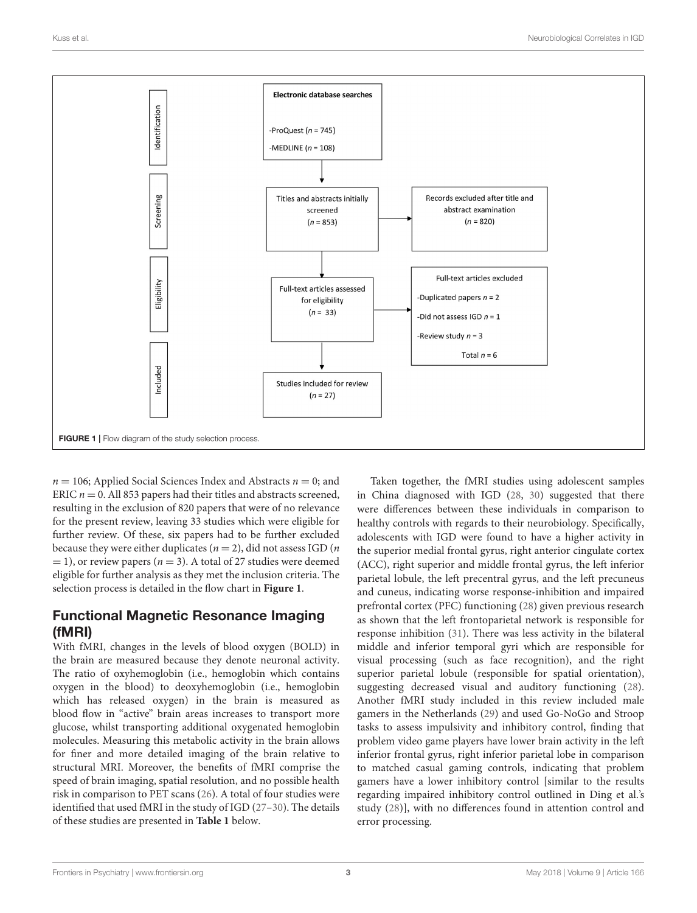**Identification**

**Electronic database searches**

-ProQuest ($n$ = 745)

-MEDLINE ($n$ = 108)

**Screening**

Titles and abstracts initially screened ($n$ = 853)

Records excluded after title and abstract examination ($n$ = 820)

**Eligibility**

Full-text articles assessed for eligibility ($n$ = 33)

Full-text articles excluded

-Duplicated papers $n$ = 2

-Did not assess IGD $n$ = 1

-Review study $n$ = 3

Total $n$ = 6

**Included**

Studies included for review ($n$ = 27)

**FIGURE 1** | Flow diagram of the study selection process.

$n = 106$; Applied Social Sciences Index and Abstracts $n = 0$; and ERIC $n = 0$. All 853 papers had their titles and abstracts screened, resulting in the exclusion of 820 papers that were of no relevance for the present review, leaving 33 studies which were eligible for further review. Of these, six papers had to be further excluded because they were either duplicates ($n = 2$), did not assess IGD ($n = 1$), or review papers ($n = 3$). A total of 27 studies were deemed eligible for further analysis as they met the inclusion criteria. The selection process is detailed in the flow chart in **Figure 1**.

## Functional Magnetic Resonance Imaging (fMRI)

With fMRI, changes in the levels of blood oxygen (BOLD) in the brain are measured because they denote neuronal activity. The ratio of oxyhemoglobin (i.e., hemoglobin which contains oxygen in the blood) to deoxyhemoglobin (i.e., hemoglobin which has released oxygen) in the brain is measured as blood flow in "active" brain areas increases to transport more glucose, whilst transporting additional oxygenated hemoglobin molecules. Measuring this metabolic activity in the brain allows for finer and more detailed imaging of the brain relative to structural MRI. Moreover, the benefits of fMRI comprise the speed of brain imaging, spatial resolution, and no possible health risk in comparison to PET scans (26). A total of four studies were identified that used fMRI in the study of IGD (27–30). The details of these studies are presented in **Table 1** below.

Taken together, the fMRI studies using adolescent samples in China diagnosed with IGD (28, 30) suggested that there were differences between these individuals in comparison to healthy controls with regards to their neurobiology. Specifically, adolescents with IGD were found to have a higher activity in the superior medial frontal gyrus, right anterior cingulate cortex (ACC), right superior and middle frontal gyrus, the left inferior parietal lobule, the left precentral gyrus, and the left precuneus and cuneus, indicating worse response-inhibition and impaired prefrontal cortex (PFC) functioning (28) given previous research as shown that the left frontoparietal network is responsible for response inhibition (31). There was less activity in the bilateral middle and inferior temporal gyri which are responsible for visual processing (such as face recognition), and the right superior parietal lobule (responsible for spatial orientation), suggesting decreased visual and auditory functioning (28). Another fMRI study included in this review included male gamers in the Netherlands (29) and used Go-NoGo and Stroop tasks to assess impulsivity and inhibitory control, finding that problem video game players have lower brain activity in the left inferior frontal gyrus, right inferior parietal lobe in comparison to matched casual gaming controls, indicating that problem gamers have a lower inhibitory control [similar to the results regarding impaired inhibitory control outlined in Ding et al.'s study (28)], with no differences found in attention control and error processing.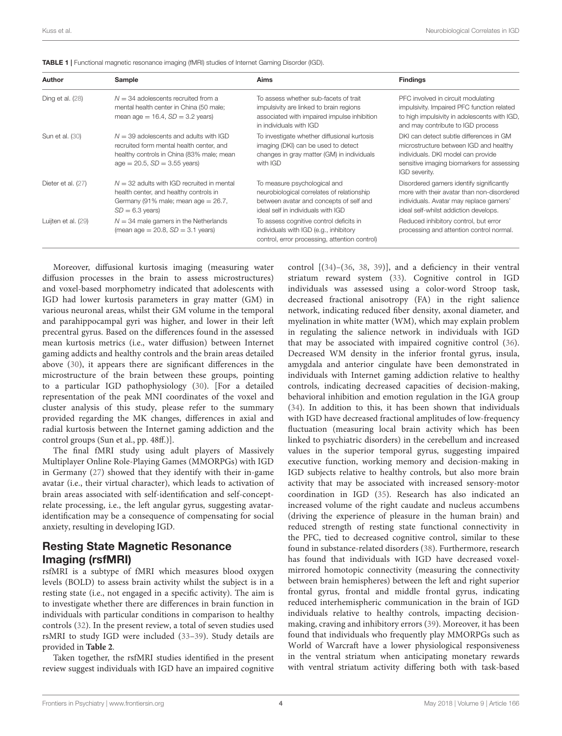**TABLE 1** | Functional magnetic resonance imaging (fMRI) studies of Internet Gaming Disorder (IGD).

| Author | Sample | Aims | Findings |
|---|---|---|---|
| Ding et al. (28) | $N = 34$ adolescents recruited from a mental health center in China (50 male; mean age = 16.4, $SD = 3.2$ years) | To assess whether sub-facets of trait impulsivity are linked to brain regions associated with impaired impulse inhibition in individuals with IGD | PFC involved in circuit modulating impulsivity. Impaired PFC function related to high impulsivity in adolescents with IGD, and may contribute to IGD process |
| Sun et al. (30) | $N = 39$ adolescents and adults with IGD recruited form mental health center, and healthy controls in China (83% male; mean age = 20.5, $SD = 3.55$ years) | To investigate whether diffusional kurtosis imaging (DKI) can be used to detect changes in gray matter (GM) in individuals with IGD | DKI can detect subtle differences in GM microstructure between IGD and healthy individuals. DKI model can provide sensitive imaging biomarkers for assessing IGD severity. |
| Dieter et al. (27) | $N = 32$ adults with IGD recruited in mental health center, and healthy controls in Germany (91% male; mean age = 26.7, $SD = 6.3$ years) | To measure psychological and neurobiological correlates of relationship between avatar and concepts of self and ideal self in individuals with IGD | Disordered gamers identify significantly more with their avatar than non-disordered individuals. Avatar may replace gamers' ideal self-whilst addiction develops. |
| Luijten et al. (29) | $N = 34$ male gamers in the Netherlands (mean age = 20.8, $SD = 3.1$ years) | To assess cognitive control deficits in individuals with IGD (e.g., inhibitory control, error processing, attention control) | Reduced inhibitory control, but error processing and attention control normal. |

Moreover, diffusional kurtosis imaging (measuring water diffusion processes in the brain to assess microstructures) and voxel-based morphometry indicated that adolescents with IGD had lower kurtosis parameters in gray matter (GM) in various neuronal areas, whilst their GM volume in the temporal and parahippocampal gyri was higher, and lower in their left precentral gyrus. Based on the differences found in the assessed mean kurtosis metrics (i.e., water diffusion) between Internet gaming addicts and healthy controls and the brain areas detailed above (30), it appears there are significant differences in the microstructure of the brain between these groups, pointing to a particular IGD pathophysiology (30). [For a detailed representation of the peak MNI coordinates of the voxel and cluster analysis of this study, please refer to the summary provided regarding the MK changes, differences in axial and radial kurtosis between the Internet gaming addiction and the control groups (Sun et al., pp. 48ff.)].

The final fMRI study using adult players of Massively Multiplayer Online Role-Playing Games (MMORPGs) with IGD in Germany (27) showed that they identify with their in-game avatar (i.e., their virtual character), which leads to activation of brain areas associated with self-identification and self-concept-relate processing, i.e., the left angular gyrus, suggesting avatar-identification may be a consequence of compensating for social anxiety, resulting in developing IGD.

## Resting State Magnetic Resonance Imaging (rsfMRI)

rsfMRI is a subtype of fMRI which measures blood oxygen levels (BOLD) to assess brain activity whilst the subject is in a resting state (i.e., not engaged in a specific activity). The aim is to investigate whether there are differences in brain function in individuals with particular conditions in comparison to healthy controls (32). In the present review, a total of seven studies used rsMRI to study IGD were included (33–39). Study details are provided in **Table 2**.

Taken together, the rsfMRI studies identified in the present review suggest individuals with IGD have an impaired cognitive control [(34)–(36, 38, 39)], and a deficiency in their ventral striatum reward system (33). Cognitive control in IGD individuals was assessed using a color-word Stroop task, decreased fractional anisotropy (FA) in the right salience network, indicating reduced fiber density, axonal diameter, and myelination in white matter (WM), which may explain problem in regulating the salience network in individuals with IGD that may be associated with impaired cognitive control (36). Decreased WM density in the inferior frontal gyrus, insula, amygdala and anterior cingulate have been demonstrated in individuals with Internet gaming addiction relative to healthy controls, indicating decreased capacities of decision-making, behavioral inhibition and emotion regulation in the IGA group (34). In addition to this, it has been shown that individuals with IGD have decreased fractional amplitudes of low-frequency fluctuation (measuring local brain activity which has been linked to psychiatric disorders) in the cerebellum and increased values in the superior temporal gyrus, suggesting impaired executive function, working memory and decision-making in IGD subjects relative to healthy controls, but also more brain activity that may be associated with increased sensory-motor coordination in IGD (35). Research has also indicated an increased volume of the right caudate and nucleus accumbens (driving the experience of pleasure in the human brain) and reduced strength of resting state functional connectivity in the PFC, tied to decreased cognitive control, similar to these found in substance-related disorders (38). Furthermore, research has found that individuals with IGD have decreased voxel-mirrored homotopic connectivity (measuring the connectivity between brain hemispheres) between the left and right superior frontal gyrus, frontal and middle frontal gyrus, indicating reduced interhemispheric communication in the brain of IGD individuals relative to healthy controls, impacting decision-making, craving and inhibitory errors (39). Moreover, it has been found that individuals who frequently play MMORPGs such as World of Warcraft have a lower physiological responsiveness in the ventral striatum when anticipating monetary rewards with ventral striatum activity differing both with task-based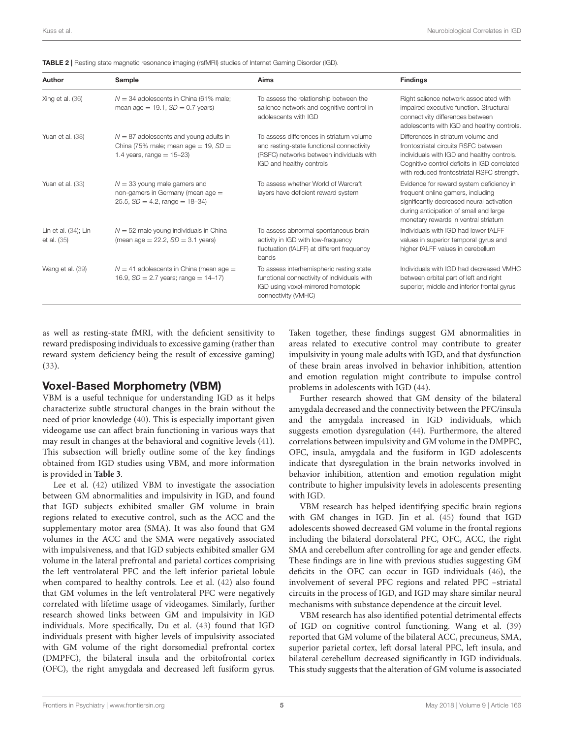**TABLE 2 |** Resting state magnetic resonance imaging (rsfMRI) studies of Internet Gaming Disorder (IGD).

| Author | Sample | Aims | Findings |
|---|---|---|---|
| Xing et al. (36) | $N = 34$ adolescents in China (61% male; mean age = 19.1, $SD = 0.7$ years) | To assess the relationship between the salience network and cognitive control in adolescents with IGD | Right salience network associated with impaired executive function. Structural connectivity differences between adolescents with IGD and healthy controls. |
| Yuan et al. (38) | $N = 87$ adolescents and young adults in China (75% male; mean age = 19, $SD =$ 1.4 years, range = 15–23) | To assess differences in striatum volume and resting-state functional connectivity (RSFC) networks between individuals with IGD and healthy controls | Differences in striatum volume and frontostriatal circuits RSFC between individuals with IGD and healthy controls. Cognitive control deficits in IGD correlated with reduced frontostriatal RSFC strength. |
| Yuan et al. (33) | $N = 33$ young male gamers and non-gamers in Germany (mean age = 25.5, $SD = 4.2$, range = 18–34) | To assess whether World of Warcraft layers have deficient reward system | Evidence for reward system deficiency in frequent online gamers, including significantly decreased neural activation during anticipation of small and large monetary rewards in ventral striatum |
| Lin et al. (34); Lin et al. (35) | $N = 52$ male young individuals in China (mean age = 22.2, $SD = 3.1$ years) | To assess abnormal spontaneous brain activity in IGD with low-frequency fluctuation (fALFF) at different frequency bands | Individuals with IGD had lower fALFF values in superior temporal gyrus and higher fALFF values in cerebellum |
| Wang et al. (39) | $N = 41$ adolescents in China (mean age = 16.9, $SD = 2.7$ years; range = 14–17) | To assess interhemispheric resting state functional connectivity of individuals with IGD using voxel-mirrored homotopic connectivity (VMHC) | Individuals with IGD had decreased VMHC between orbital part of left and right superior, middle and inferior frontal gyrus |

as well as resting-state fMRI, with the deficient sensitivity to reward predisposing individuals to excessive gaming (rather than reward system deficiency being the result of excessive gaming) (33).

## Voxel-Based Morphometry (VBM)

VBM is a useful technique for understanding IGD as it helps characterize subtle structural changes in the brain without the need of prior knowledge (40). This is especially important given videogame use can affect brain functioning in various ways that may result in changes at the behavioral and cognitive levels (41). This subsection will briefly outline some of the key findings obtained from IGD studies using VBM, and more information is provided in **Table 3**.

Lee et al. (42) utilized VBM to investigate the association between GM abnormalities and impulsivity in IGD, and found that IGD subjects exhibited smaller GM volume in brain regions related to executive control, such as the ACC and the supplementary motor area (SMA). It was also found that GM volumes in the ACC and the SMA were negatively associated with impulsiveness, and that IGD subjects exhibited smaller GM volume in the lateral prefrontal and parietal cortices comprising the left ventrolateral PFC and the left inferior parietal lobule when compared to healthy controls. Lee et al. (42) also found that GM volumes in the left ventrolateral PFC were negatively correlated with lifetime usage of videogames. Similarly, further research showed links between GM and impulsivity in IGD individuals. More specifically, Du et al. (43) found that IGD individuals present with higher levels of impulsivity associated with GM volume of the right dorsomedial prefrontal cortex (DMPFC), the bilateral insula and the orbitofrontal cortex (OFC), the right amygdala and decreased left fusiform gyrus. Taken together, these findings suggest GM abnormalities in areas related to executive control may contribute to greater impulsivity in young male adults with IGD, and that dysfunction of these brain areas involved in behavior inhibition, attention and emotion regulation might contribute to impulse control problems in adolescents with IGD (44).

Further research showed that GM density of the bilateral amygdala decreased and the connectivity between the PFC/insula and the amygdala increased in IGD individuals, which suggests emotion dysregulation (44). Furthermore, the altered correlations between impulsivity and GM volume in the DMPFC, OFC, insula, amygdala and the fusiform in IGD adolescents indicate that dysregulation in the brain networks involved in behavior inhibition, attention and emotion regulation might contribute to higher impulsivity levels in adolescents presenting with IGD.

VBM research has helped identifying specific brain regions with GM changes in IGD. Jin et al. (45) found that IGD adolescents showed decreased GM volume in the frontal regions including the bilateral dorsolateral PFC, OFC, ACC, the right SMA and cerebellum after controlling for age and gender effects. These findings are in line with previous studies suggesting GM deficits in the OFC can occur in IGD individuals (46), the involvement of several PFC regions and related PFC –striatal circuits in the process of IGD, and IGD may share similar neural mechanisms with substance dependence at the circuit level.

VBM research has also identified potential detrimental effects of IGD on cognitive control functioning. Wang et al. (39) reported that GM volume of the bilateral ACC, precuneus, SMA, superior parietal cortex, left dorsal lateral PFC, left insula, and bilateral cerebellum decreased significantly in IGD individuals. This study suggests that the alteration of GM volume is associated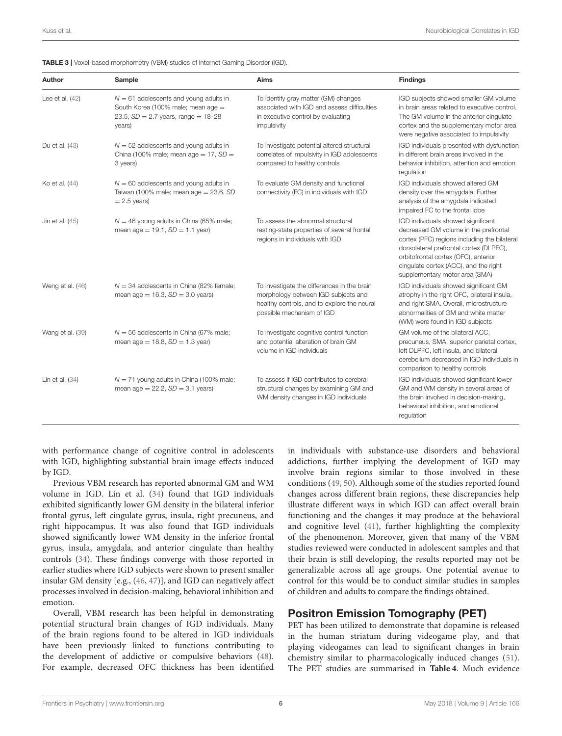**TABLE 3 |** Voxel-based morphometry (VBM) studies of Internet Gaming Disorder (IGD).

| Author | Sample | Aims | Findings |
|---|---|---|---|
| Lee et al. (42) | $N = 61$ adolescents and young adults in South Korea (100% male; mean age = 23.5, $SD = 2.7$ years, range = 18–28 years) | To identify gray matter (GM) changes associated with IGD and assess difficulties in executive control by evaluating impulsivity | IGD subjects showed smaller GM volume in brain areas related to executive control. The GM volume in the anterior cingulate cortex and the supplementary motor area were negative associated to impulsivity |
| Du et al. (43) | $N = 52$ adolescents and young adults in China (100% male; mean age = 17, $SD = 3$ years) | To investigate potential altered structural correlates of impulsivity in IGD adolescents compared to healthy controls | IGD individuals presented with dysfunction in different brain areas involved in the behavior inhibition, attention and emotion regulation |
| Ko et al. (44) | $N = 60$ adolescents and young adults in Taiwan (100% male; mean age = 23.6, $SD = 2.5$ years) | To evaluate GM density and functional connectivity (FC) in individuals with IGD | IGD individuals showed altered GM density over the amygdala. Further analysis of the amygdala indicated impaired FC to the frontal lobe |
| Jin et al. (45) | $N = 46$ young adults in China (65% male; mean age = 19.1, $SD = 1.1$ year) | To assess the abnormal structural resting-state properties of several frontal regions in individuals with IGD | IGD individuals showed significant decreased GM volume in the prefrontal cortex (PFC) regions including the bilateral dorsolateral prefrontal cortex (DLPFC), orbitofrontal cortex (OFC), anterior cingulate cortex (ACC), and the right supplementary motor area (SMA) |
| Weng et al. (46) | $N = 34$ adolescents in China (82% female; mean age = 16.3, $SD = 3.0$ years) | To investigate the differences in the brain morphology between IGD subjects and healthy controls, and to explore the neural possible mechanism of IGD | IGD individuals showed significant GM atrophy in the right OFC, bilateral insula, and right SMA. Overall, microstructure abnormalities of GM and white matter (WM) were found in IGD subjects |
| Wang et al. (39) | $N = 56$ adolescents in China (67% male; mean age = 18.8, $SD = 1.3$ year) | To investigate cognitive control function and potential alteration of brain GM volume in IGD individuals | GM volume of the bilateral ACC, precuneus, SMA, superior parietal cortex, left DLPFC, left insula, and bilateral cerebellum decreased in IGD individuals in comparison to healthy controls |
| Lin et al. (34) | $N = 71$ young adults in China (100% male; mean age = 22.2, $SD = 3.1$ years) | To assess if IGD contributes to cerebral structural changes by examining GM and WM density changes in IGD individuals | IGD individuals showed significant lower GM and WM density in several areas of the brain involved in decision-making, behavioral inhibition, and emotional regulation |

with performance change of cognitive control in adolescents with IGD, highlighting substantial brain image effects induced by IGD.

Previous VBM research has reported abnormal GM and WM volume in IGD. Lin et al. (34) found that IGD individuals exhibited significantly lower GM density in the bilateral inferior frontal gyrus, left cingulate gyrus, insula, right precuneus, and right hippocampus. It was also found that IGD individuals showed significantly lower WM density in the inferior frontal gyrus, insula, amygdala, and anterior cingulate than healthy controls (34). These findings converge with those reported in earlier studies where IGD subjects were shown to present smaller insular GM density [e.g., (46, 47)], and IGD can negatively affect processes involved in decision-making, behavioral inhibition and emotion.

Overall, VBM research has been helpful in demonstrating potential structural brain changes of IGD individuals. Many of the brain regions found to be altered in IGD individuals have been previously linked to functions contributing to the development of addictive or compulsive behaviors (48). For example, decreased OFC thickness has been identified in individuals with substance-use disorders and behavioral addictions, further implying the development of IGD may involve brain regions similar to those involved in these conditions (49, 50). Although some of the studies reported found changes across different brain regions, these discrepancies help illustrate different ways in which IGD can affect overall brain functioning and the changes it may produce at the behavioral and cognitive level (41), further highlighting the complexity of the phenomenon. Moreover, given that many of the VBM studies reviewed were conducted in adolescent samples and that their brain is still developing, the results reported may not be generalizable across all age groups. One potential avenue to control for this would be to conduct similar studies in samples of children and adults to compare the findings obtained.

## Positron Emission Tomography (PET)

PET has been utilized to demonstrate that dopamine is released in the human striatum during videogame play, and that playing videogames can lead to significant changes in brain chemistry similar to pharmacologically induced changes (51). The PET studies are summarised in **Table 4**. Much evidence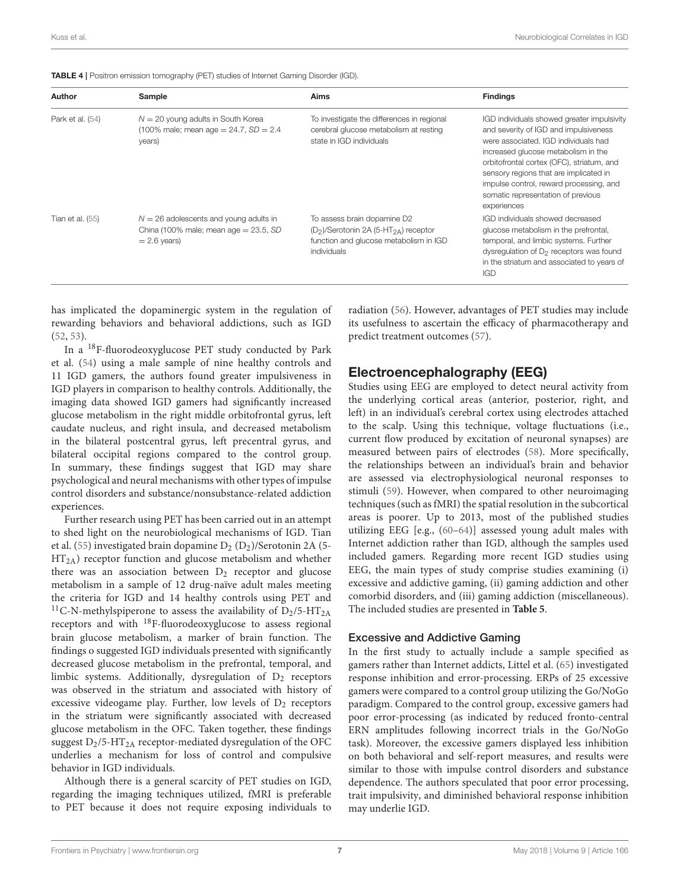**TABLE 4 |** Positron emission tomography (PET) studies of Internet Gaming Disorder (IGD).

| Author | Sample | Aims | Findings |
|---|---|---|---|
| Park et al. (54) | $N = 20$ young adults in South Korea (100% male; mean age = 24.7, *SD* = 2.4 years) | To investigate the differences in regional cerebral glucose metabolism at resting state in IGD individuals | IGD individuals showed greater impulsivity and severity of IGD and impulsiveness were associated. IGD individuals had increased glucose metabolism in the orbitofrontal cortex (OFC), striatum, and sensory regions that are implicated in impulse control, reward processing, and somatic representation of previous experiences |
| Tian et al. (55) | $N = 26$ adolescents and young adults in China (100% male; mean age = 23.5, *SD* = 2.6 years) | To assess brain dopamine D2 ($D_2$)/Serotonin 2A (5-$HT_{2A}$) receptor function and glucose metabolism in IGD individuals | IGD individuals showed decreased glucose metabolism in the prefrontal, temporal, and limbic systems. Further dysregulation of $D_2$ receptors was found in the striatum and associated to years of IGD |

has implicated the dopaminergic system in the regulation of rewarding behaviors and behavioral addictions, such as IGD (52, 53).

In a $^{18}$F-fluorodeoxyglucose PET study conducted by Park et al. (54) using a male sample of nine healthy controls and 11 IGD gamers, the authors found greater impulsiveness in IGD players in comparison to healthy controls. Additionally, the imaging data showed IGD gamers had significantly increased glucose metabolism in the right middle orbitofrontal gyrus, left caudate nucleus, and right insula, and decreased metabolism in the bilateral postcentral gyrus, left precentral gyrus, and bilateral occipital regions compared to the control group. In summary, these findings suggest that IGD may share psychological and neural mechanisms with other types of impulse control disorders and substance/nonsubstance-related addiction experiences.

Further research using PET has been carried out in an attempt to shed light on the neurobiological mechanisms of IGD. Tian et al. (55) investigated brain dopamine $D_2$ ($D_2$)/Serotonin 2A (5-$HT_{2A}$) receptor function and glucose metabolism and whether there was an association between $D_2$ receptor and glucose metabolism in a sample of 12 drug-naïve adult males meeting the criteria for IGD and 14 healthy controls using PET and $^{11}$C-N-methylspiperone to assess the availability of $D_2$/5-$HT_{2A}$ receptors and with $^{18}$F-fluorodeoxyglucose to assess regional brain glucose metabolism, a marker of brain function. The findings o suggested IGD individuals presented with significantly decreased glucose metabolism in the prefrontal, temporal, and limbic systems. Additionally, dysregulation of $D_2$ receptors was observed in the striatum and associated with history of excessive videogame play. Further, low levels of $D_2$ receptors in the striatum were significantly associated with decreased glucose metabolism in the OFC. Taken together, these findings suggest $D_2$/5-$HT_{2A}$ receptor-mediated dysregulation of the OFC underlies a mechanism for loss of control and compulsive behavior in IGD individuals.

Although there is a general scarcity of PET studies on IGD, regarding the imaging techniques utilized, fMRI is preferable to PET because it does not require exposing individuals to radiation (56). However, advantages of PET studies may include its usefulness to ascertain the efficacy of pharmacotherapy and predict treatment outcomes (57).

## Electroencephalography (EEG)

Studies using EEG are employed to detect neural activity from the underlying cortical areas (anterior, posterior, right, and left) in an individual's cerebral cortex using electrodes attached to the scalp. Using this technique, voltage fluctuations (i.e., current flow produced by excitation of neuronal synapses) are measured between pairs of electrodes (58). More specifically, the relationships between an individual's brain and behavior are assessed via electrophysiological neuronal responses to stimuli (59). However, when compared to other neuroimaging techniques (such as fMRI) the spatial resolution in the subcortical areas is poorer. Up to 2013, most of the published studies utilizing EEG [e.g., (60–64)] assessed young adult males with Internet addiction rather than IGD, although the samples used included gamers. Regarding more recent IGD studies using EEG, the main types of study comprise studies examining (i) excessive and addictive gaming, (ii) gaming addiction and other comorbid disorders, and (iii) gaming addiction (miscellaneous). The included studies are presented in **Table 5**.

### Excessive and Addictive Gaming

In the first study to actually include a sample specified as gamers rather than Internet addicts, Littel et al. (65) investigated response inhibition and error-processing. ERPs of 25 excessive gamers were compared to a control group utilizing the Go/NoGo paradigm. Compared to the control group, excessive gamers had poor error-processing (as indicated by reduced fronto-central ERN amplitudes following incorrect trials in the Go/NoGo task). Moreover, the excessive gamers displayed less inhibition on both behavioral and self-report measures, and results were similar to those with impulse control disorders and substance dependence. The authors speculated that poor error processing, trait impulsivity, and diminished behavioral response inhibition may underlie IGD.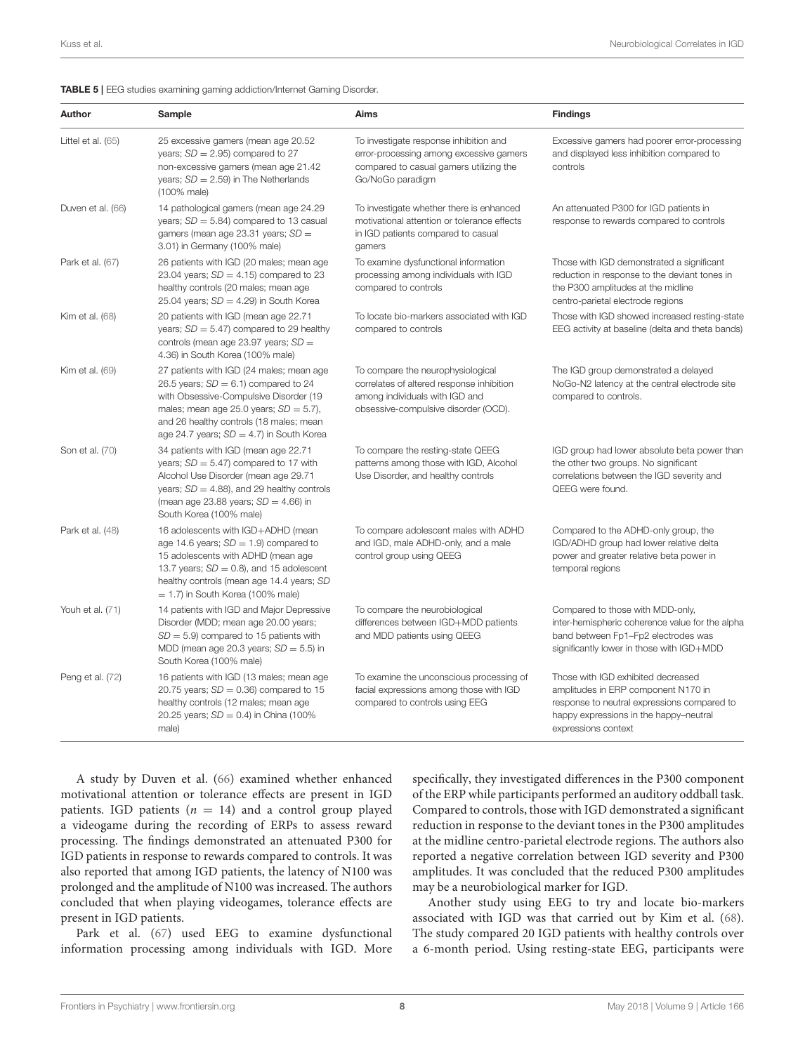**TABLE 5 |** EEG studies examining gaming addiction/Internet Gaming Disorder.

| Author | Sample | Aims | Findings |
|---|---|---|---|
| Littel et al. (65) | 25 excessive gamers (mean age 20.52 years; $SD = 2.95$) compared to 27 non-excessive gamers (mean age 21.42 years; $SD = 2.59$) in The Netherlands (100% male) | To investigate response inhibition and error-processing among excessive gamers compared to casual gamers utilizing the Go/NoGo paradigm | Excessive gamers had poorer error-processing and displayed less inhibition compared to controls |
| Duven et al. (66) | 14 pathological gamers (mean age 24.29 years; $SD = 5.84$) compared to 13 casual gamers (mean age 23.31 years; $SD = 3.01$) in Germany (100% male) | To investigate whether there is enhanced motivational attention or tolerance effects in IGD patients compared to casual gamers | An attenuated P300 for IGD patients in response to rewards compared to controls |
| Park et al. (67) | 26 patients with IGD (20 males; mean age 23.04 years; $SD = 4.15$) compared to 23 healthy controls (20 males; mean age 25.04 years; $SD = 4.29$) in South Korea | To examine dysfunctional information processing among individuals with IGD compared to controls | Those with IGD demonstrated a significant reduction in response to the deviant tones in the P300 amplitudes at the midline centro-parietal electrode regions |
| Kim et al. (68) | 20 patients with IGD (mean age 22.71 years; $SD = 5.47$) compared to 29 healthy controls (mean age 23.97 years; $SD = 4.36$) in South Korea (100% male) | To locate bio-markers associated with IGD compared to controls | Those with IGD showed increased resting-state EEG activity at baseline (delta and theta bands) |
| Kim et al. (69) | 27 patients with IGD (24 males; mean age 26.5 years; $SD = 6.1$) compared to 24 with Obsessive-Compulsive Disorder (19 males; mean age 25.0 years; $SD = 5.7$), and 26 healthy controls (18 males; mean age 24.7 years; $SD = 4.7$) in South Korea | To compare the neurophysiological correlates of altered response inhibition among individuals with IGD and obsessive-compulsive disorder (OCD). | The IGD group demonstrated a delayed NoGo-N2 latency at the central electrode site compared to controls. |
| Son et al. (70) | 34 patients with IGD (mean age 22.71 years; $SD = 5.47$) compared to 17 with Alcohol Use Disorder (mean age 29.71 years; $SD = 4.88$), and 29 healthy controls (mean age 23.88 years; $SD = 4.66$) in South Korea (100% male) | To compare the resting-state QEEG patterns among those with IGD, Alcohol Use Disorder, and healthy controls | IGD group had lower absolute beta power than the other two groups. No significant correlations between the IGD severity and QEEG were found. |
| Park et al. (48) | 16 adolescents with IGD+ADHD (mean age 14.6 years; $SD = 1.9$) compared to 15 adolescents with ADHD (mean age 13.7 years; $SD = 0.8$), and 15 adolescent healthy controls (mean age 14.4 years; $SD = 1.7$) in South Korea (100% male) | To compare adolescent males with ADHD and IGD, male ADHD-only, and a male control group using QEEG | Compared to the ADHD-only group, the IGD/ADHD group had lower relative delta power and greater relative beta power in temporal regions |
| Youh et al. (71) | 14 patients with IGD and Major Depressive Disorder (MDD; mean age 20.00 years; $SD = 5.9$) compared to 15 patients with MDD (mean age 20.3 years; $SD = 5.5$) in South Korea (100% male) | To compare the neurobiological differences between IGD+MDD patients and MDD patients using QEEG | Compared to those with MDD-only, inter-hemispheric coherence value for the alpha band between Fp1–Fp2 electrodes was significantly lower in those with IGD+MDD |
| Peng et al. (72) | 16 patients with IGD (13 males; mean age 20.75 years; $SD = 0.36$) compared to 15 healthy controls (12 males; mean age 20.25 years; $SD = 0.4$) in China (100% male) | To examine the unconscious processing of facial expressions among those with IGD compared to controls using EEG | Those with IGD exhibited decreased amplitudes in ERP component N170 in response to neutral expressions compared to happy expressions in the happy–neutral expressions context |

A study by Duven et al. (66) examined whether enhanced motivational attention or tolerance effects are present in IGD patients. IGD patients ($n = 14$) and a control group played a videogame during the recording of ERPs to assess reward processing. The findings demonstrated an attenuated P300 for IGD patients in response to rewards compared to controls. It was also reported that among IGD patients, the latency of N100 was prolonged and the amplitude of N100 was increased. The authors concluded that when playing videogames, tolerance effects are present in IGD patients.

Park et al. (67) used EEG to examine dysfunctional information processing among individuals with IGD. More specifically, they investigated differences in the P300 component of the ERP while participants performed an auditory oddball task. Compared to controls, those with IGD demonstrated a significant reduction in response to the deviant tones in the P300 amplitudes at the midline centro-parietal electrode regions. The authors also reported a negative correlation between IGD severity and P300 amplitudes. It was concluded that the reduced P300 amplitudes may be a neurobiological marker for IGD.

Another study using EEG to try and locate bio-markers associated with IGD was that carried out by Kim et al. (68). The study compared 20 IGD patients with healthy controls over a 6-month period. Using resting-state EEG, participants were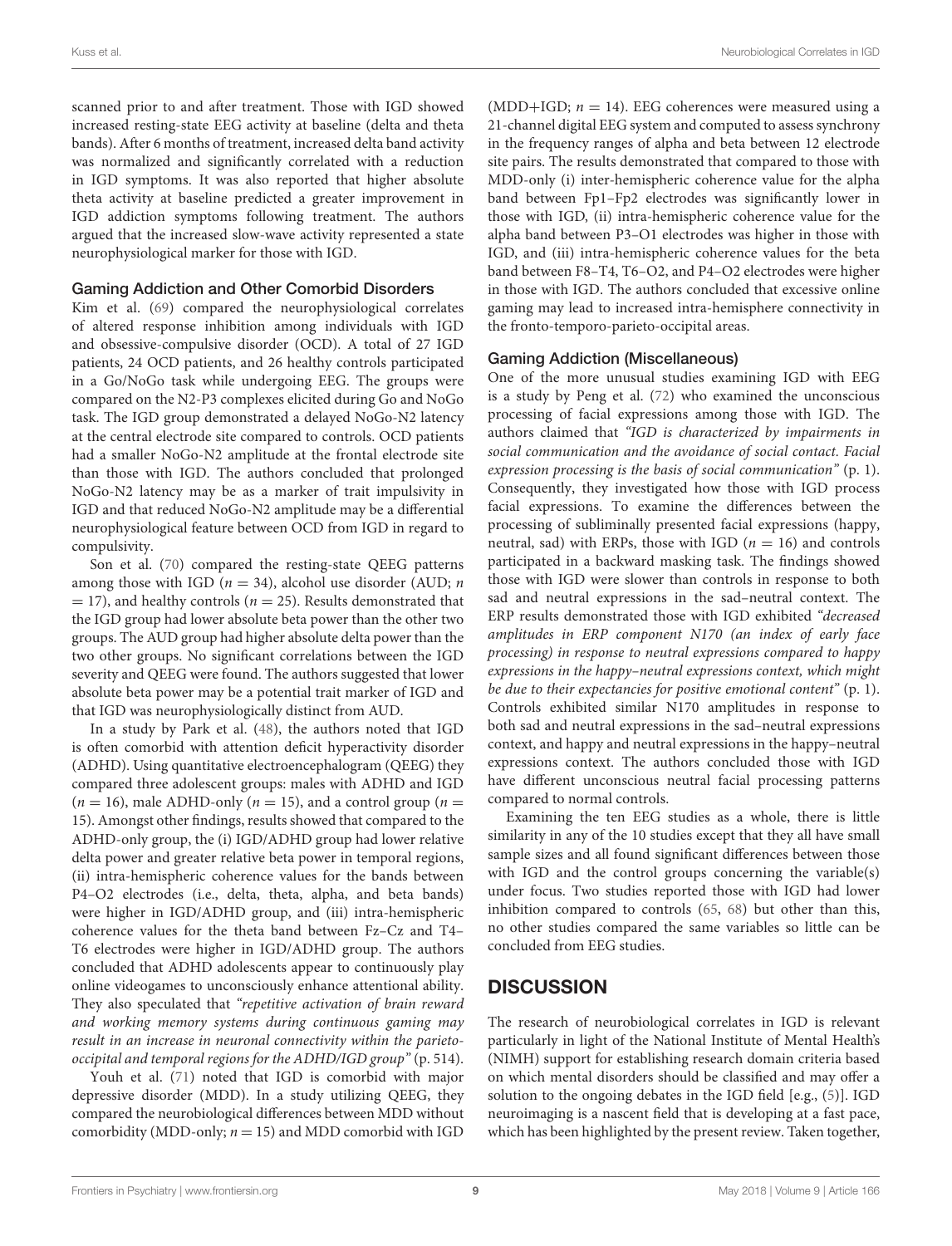scanned prior to and after treatment. Those with IGD showed increased resting-state EEG activity at baseline (delta and theta bands). After 6 months of treatment, increased delta band activity was normalized and significantly correlated with a reduction in IGD symptoms. It was also reported that higher absolute theta activity at baseline predicted a greater improvement in IGD addiction symptoms following treatment. The authors argued that the increased slow-wave activity represented a state neurophysiological marker for those with IGD.

### Gaming Addiction and Other Comorbid Disorders

Kim et al. (69) compared the neurophysiological correlates of altered response inhibition among individuals with IGD and obsessive-compulsive disorder (OCD). A total of 27 IGD patients, 24 OCD patients, and 26 healthy controls participated in a Go/NoGo task while undergoing EEG. The groups were compared on the N2-P3 complexes elicited during Go and NoGo task. The IGD group demonstrated a delayed NoGo-N2 latency at the central electrode site compared to controls. OCD patients had a smaller NoGo-N2 amplitude at the frontal electrode site than those with IGD. The authors concluded that prolonged NoGo-N2 latency may be as a marker of trait impulsivity in IGD and that reduced NoGo-N2 amplitude may be a differential neurophysiological feature between OCD from IGD in regard to compulsivity.

Son et al. (70) compared the resting-state QEEG patterns among those with IGD ($n$ = 34), alcohol use disorder (AUD; $n$ = 17), and healthy controls ($n$ = 25). Results demonstrated that the IGD group had lower absolute beta power than the other two groups. The AUD group had higher absolute delta power than the two other groups. No significant correlations between the IGD severity and QEEG were found. The authors suggested that lower absolute beta power may be a potential trait marker of IGD and that IGD was neurophysiologically distinct from AUD.

In a study by Park et al. (48), the authors noted that IGD is often comorbid with attention deficit hyperactivity disorder (ADHD). Using quantitative electroencephalogram (QEEG) they compared three adolescent groups: males with ADHD and IGD ($n$ = 16), male ADHD-only ($n$ = 15), and a control group ($n$ = 15). Amongst other findings, results showed that compared to the ADHD-only group, the (i) IGD/ADHD group had lower relative delta power and greater relative beta power in temporal regions, (ii) intra-hemispheric coherence values for the bands between P4–O2 electrodes (i.e., delta, theta, alpha, and beta bands) were higher in IGD/ADHD group, and (iii) intra-hemispheric coherence values for the theta band between Fz–Cz and T4–T6 electrodes were higher in IGD/ADHD group. The authors concluded that ADHD adolescents appear to continuously play online videogames to unconsciously enhance attentional ability. They also speculated that *"repetitive activation of brain reward and working memory systems during continuous gaming may result in an increase in neuronal connectivity within the parieto-occipital and temporal regions for the ADHD/IGD group"* (p. 514).

Youh et al. (71) noted that IGD is comorbid with major depressive disorder (MDD). In a study utilizing QEEG, they compared the neurobiological differences between MDD without comorbidity (MDD-only; $n$ = 15) and MDD comorbid with IGD (MDD+IGD; $n$ = 14). EEG coherences were measured using a 21-channel digital EEG system and computed to assess synchrony in the frequency ranges of alpha and beta between 12 electrode site pairs. The results demonstrated that compared to those with MDD-only (i) inter-hemispheric coherence value for the alpha band between Fp1–Fp2 electrodes was significantly lower in those with IGD, (ii) intra-hemispheric coherence value for the alpha band between P3–O1 electrodes was higher in those with IGD, and (iii) intra-hemispheric coherence values for the beta band between F8–T4, T6–O2, and P4–O2 electrodes were higher in those with IGD. The authors concluded that excessive online gaming may lead to increased intra-hemisphere connectivity in the fronto-temporo-parieto-occipital areas.

### Gaming Addiction (Miscellaneous)

One of the more unusual studies examining IGD with EEG is a study by Peng et al. (72) who examined the unconscious processing of facial expressions among those with IGD. The authors claimed that *"IGD is characterized by impairments in social communication and the avoidance of social contact. Facial expression processing is the basis of social communication"* (p. 1). Consequently, they investigated how those with IGD process facial expressions. To examine the differences between the processing of subliminally presented facial expressions (happy, neutral, sad) with ERPs, those with IGD ($n$ = 16) and controls participated in a backward masking task. The findings showed those with IGD were slower than controls in response to both sad and neutral expressions in the sad–neutral context. The ERP results demonstrated those with IGD exhibited *"decreased amplitudes in ERP component N170 (an index of early face processing) in response to neutral expressions compared to happy expressions in the happy–neutral expressions context, which might be due to their expectancies for positive emotional content"* (p. 1). Controls exhibited similar N170 amplitudes in response to both sad and neutral expressions in the sad–neutral expressions context, and happy and neutral expressions in the happy–neutral expressions context. The authors concluded those with IGD have different unconscious neutral facial processing patterns compared to normal controls.

Examining the ten EEG studies as a whole, there is little similarity in any of the 10 studies except that they all have small sample sizes and all found significant differences between those with IGD and the control groups concerning the variable(s) under focus. Two studies reported those with IGD had lower inhibition compared to controls (65, 68) but other than this, no other studies compared the same variables so little can be concluded from EEG studies.

## DISCUSSION

The research of neurobiological correlates in IGD is relevant particularly in light of the National Institute of Mental Health's (NIMH) support for establishing research domain criteria based on which mental disorders should be classified and may offer a solution to the ongoing debates in the IGD field [e.g., (5)]. IGD neuroimaging is a nascent field that is developing at a fast pace, which has been highlighted by the present review. Taken together,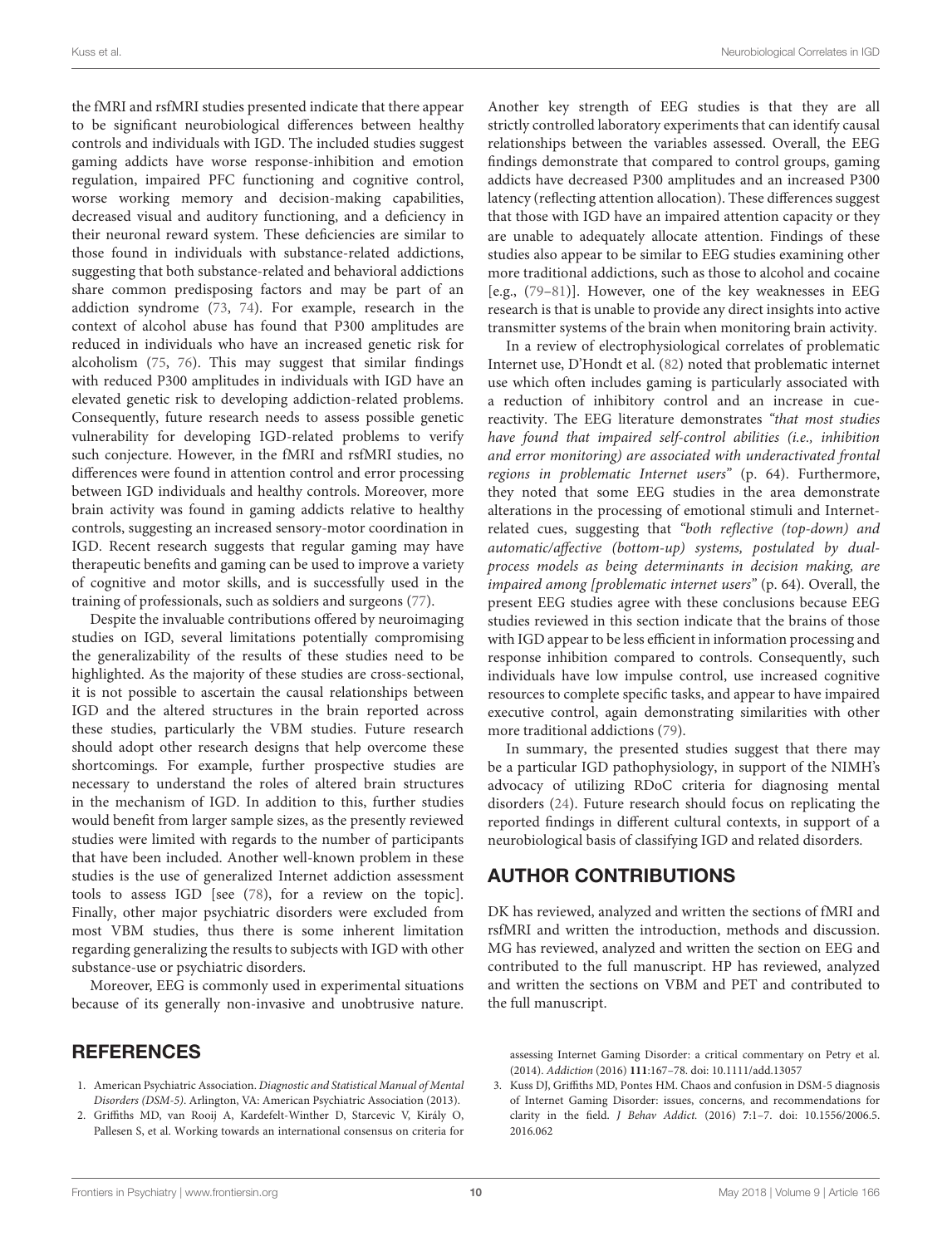the fMRI and rsfMRI studies presented indicate that there appear to be significant neurobiological differences between healthy controls and individuals with IGD. The included studies suggest gaming addicts have worse response-inhibition and emotion regulation, impaired PFC functioning and cognitive control, worse working memory and decision-making capabilities, decreased visual and auditory functioning, and a deficiency in their neuronal reward system. These deficiencies are similar to those found in individuals with substance-related addictions, suggesting that both substance-related and behavioral addictions share common predisposing factors and may be part of an addiction syndrome (73, 74). For example, research in the context of alcohol abuse has found that P300 amplitudes are reduced in individuals who have an increased genetic risk for alcoholism (75, 76). This may suggest that similar findings with reduced P300 amplitudes in individuals with IGD have an elevated genetic risk to developing addiction-related problems. Consequently, future research needs to assess possible genetic vulnerability for developing IGD-related problems to verify such conjecture. However, in the fMRI and rsfMRI studies, no differences were found in attention control and error processing between IGD individuals and healthy controls. Moreover, more brain activity was found in gaming addicts relative to healthy controls, suggesting an increased sensory-motor coordination in IGD. Recent research suggests that regular gaming may have therapeutic benefits and gaming can be used to improve a variety of cognitive and motor skills, and is successfully used in the training of professionals, such as soldiers and surgeons (77).

Despite the invaluable contributions offered by neuroimaging studies on IGD, several limitations potentially compromising the generalizability of the results of these studies need to be highlighted. As the majority of these studies are cross-sectional, it is not possible to ascertain the causal relationships between IGD and the altered structures in the brain reported across these studies, particularly the VBM studies. Future research should adopt other research designs that help overcome these shortcomings. For example, further prospective studies are necessary to understand the roles of altered brain structures in the mechanism of IGD. In addition to this, further studies would benefit from larger sample sizes, as the presently reviewed studies were limited with regards to the number of participants that have been included. Another well-known problem in these studies is the use of generalized Internet addiction assessment tools to assess IGD [see (78), for a review on the topic]. Finally, other major psychiatric disorders were excluded from most VBM studies, thus there is some inherent limitation regarding generalizing the results to subjects with IGD with other substance-use or psychiatric disorders.

Moreover, EEG is commonly used in experimental situations because of its generally non-invasive and unobtrusive nature. Another key strength of EEG studies is that they are all strictly controlled laboratory experiments that can identify causal relationships between the variables assessed. Overall, the EEG findings demonstrate that compared to control groups, gaming addicts have decreased P300 amplitudes and an increased P300 latency (reflecting attention allocation). These differences suggest that those with IGD have an impaired attention capacity or they are unable to adequately allocate attention. Findings of these studies also appear to be similar to EEG studies examining other more traditional addictions, such as those to alcohol and cocaine [e.g., (79–81)]. However, one of the key weaknesses in EEG research is that is unable to provide any direct insights into active transmitter systems of the brain when monitoring brain activity.

In a review of electrophysiological correlates of problematic Internet use, D'Hondt et al. (82) noted that problematic internet use which often includes gaming is particularly associated with a reduction of inhibitory control and an increase in cue-reactivity. The EEG literature demonstrates *"that most studies have found that impaired self-control abilities (i.e., inhibition and error monitoring) are associated with underactivated frontal regions in problematic Internet users"* (p. 64). Furthermore, they noted that some EEG studies in the area demonstrate alterations in the processing of emotional stimuli and Internet-related cues, suggesting that *"both reflective (top-down) and automatic/affective (bottom-up) systems, postulated by dual-process models as being determinants in decision making, are impaired among [problematic internet users"* (p. 64). Overall, the present EEG studies agree with these conclusions because EEG studies reviewed in this section indicate that the brains of those with IGD appear to be less efficient in information processing and response inhibition compared to controls. Consequently, such individuals have low impulse control, use increased cognitive resources to complete specific tasks, and appear to have impaired executive control, again demonstrating similarities with other more traditional addictions (79).

In summary, the presented studies suggest that there may be a particular IGD pathophysiology, in support of the NIMH's advocacy of utilizing RDoC criteria for diagnosing mental disorders (24). Future research should focus on replicating the reported findings in different cultural contexts, in support of a neurobiological basis of classifying IGD and related disorders.

## AUTHOR CONTRIBUTIONS

DK has reviewed, analyzed and written the sections of fMRI and rsfMRI and written the introduction, methods and discussion. MG has reviewed, analyzed and written the section on EEG and contributed to the full manuscript. HP has reviewed, analyzed and written the sections on VBM and PET and contributed to the full manuscript.

## REFERENCES

1. American Psychiatric Association. *Diagnostic and Statistical Manual of Mental Disorders (DSM-5)*. Arlington, VA: American Psychiatric Association (2013).
2. Griffiths MD, van Rooij A, Kardefelt-Winther D, Starcevic V, Király O, Pallesen S, et al. Working towards an international consensus on criteria for assessing Internet Gaming Disorder: a critical commentary on Petry et al. (2014). *Addiction* (2016) **111**:167–78. doi: 10.1111/add.13057
3. Kuss DJ, Griffiths MD, Pontes HM. Chaos and confusion in DSM-5 diagnosis of Internet Gaming Disorder: issues, concerns, and recommendations for clarity in the field. *J Behav Addict.* (2016) **7**:1–7. doi: 10.1556/2006.5.2016.062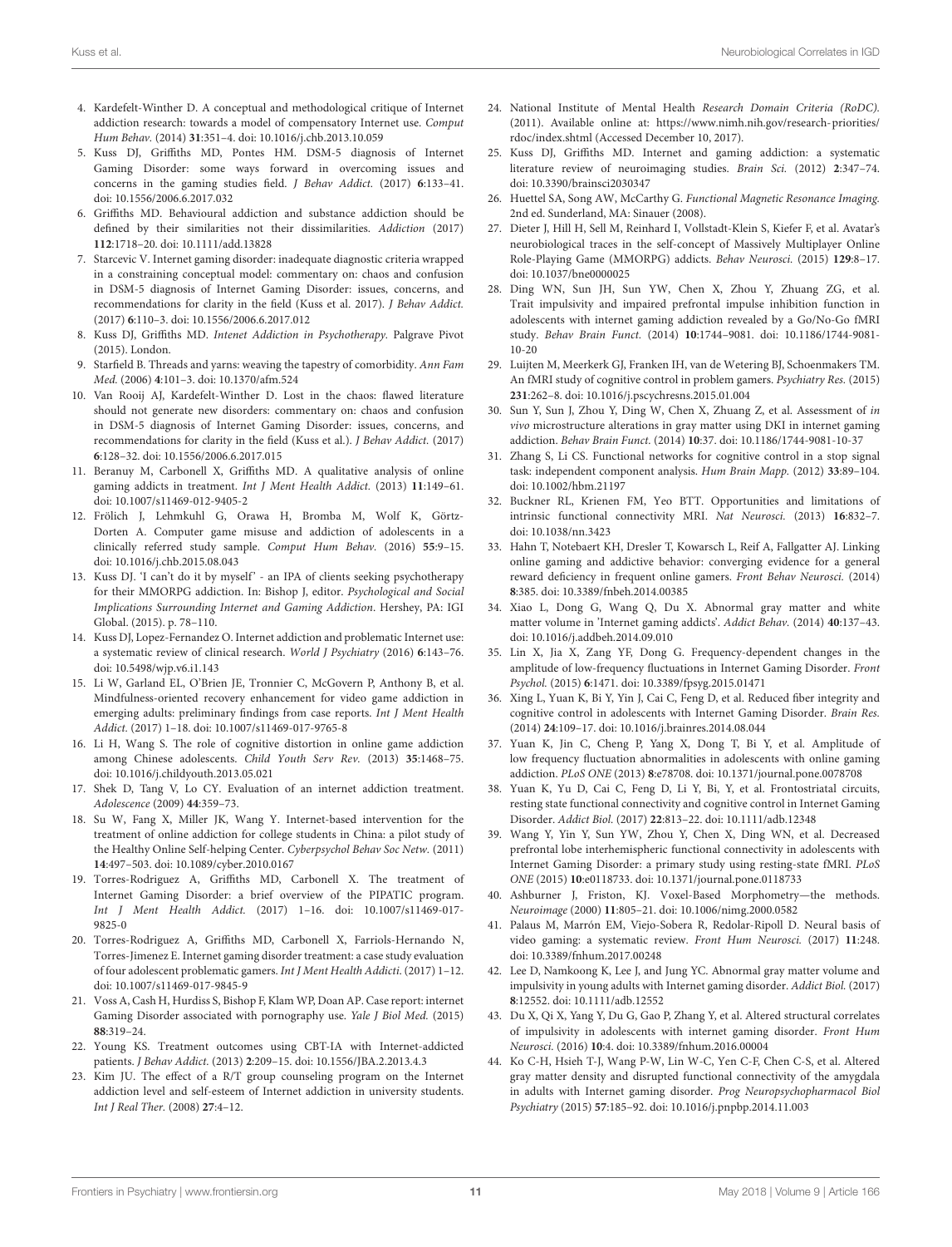4. Kardefelt-Winther D. A conceptual and methodological critique of Internet addiction research: towards a model of compensatory Internet use. *Comput Hum Behav.* (2014) **31**:351–4. doi: 10.1016/j.chb.2013.10.059
5. Kuss DJ, Griffiths MD, Pontes HM. DSM-5 diagnosis of Internet Gaming Disorder: some ways forward in overcoming issues and concerns in the gaming studies field. *J Behav Addict.* (2017) **6**:133–41. doi: 10.1556/2006.6.2017.032
6. Griffiths MD. Behavioural addiction and substance addiction should be defined by their similarities not their dissimilarities. *Addiction* (2017) **112**:1718–20. doi: 10.1111/add.13828
7. Starcevic V. Internet gaming disorder: inadequate diagnostic criteria wrapped in a constraining conceptual model: commentary on: chaos and confusion in DSM-5 diagnosis of Internet Gaming Disorder: issues, concerns, and recommendations for clarity in the field (Kuss et al. 2017). *J Behav Addict.* (2017) **6**:110–3. doi: 10.1556/2006.6.2017.012
8. Kuss DJ, Griffiths MD. *Intenet Addiction in Psychotherapy.* Palgrave Pivot (2015). London.
9. Starfield B. Threads and yarns: weaving the tapestry of comorbidity. *Ann Fam Med.* (2006) **4**:101–3. doi: 10.1370/afm.524
10. Van Rooij AJ, Kardefelt-Winther D. Lost in the chaos: flawed literature should not generate new disorders: commentary on: chaos and confusion in DSM-5 diagnosis of Internet Gaming Disorder: issues, concerns, and recommendations for clarity in the field (Kuss et al.). *J Behav Addict.* (2017) **6**:128–32. doi: 10.1556/2006.6.2017.015
11. Beranuy M, Carbonell X, Griffiths MD. A qualitative analysis of online gaming addicts in treatment. *Int J Ment Health Addict.* (2013) **11**:149–61. doi: 10.1007/s11469-012-9405-2
12. Frölich J, Lehmkuhl G, Orawa H, Bromba M, Wolf K, Görtz-Dorten A. Computer game misuse and addiction of adolescents in a clinically referred study sample. *Comput Hum Behav.* (2016) **55**:9–15. doi: 10.1016/j.chb.2015.08.043
13. Kuss DJ. 'I can't do it by myself' - an IPA of clients seeking psychotherapy for their MMORPG addiction. In: Bishop J, editor. *Psychological and Social Implications Surrounding Internet and Gaming Addiction*. Hershey, PA: IGI Global. (2015). p. 78–110.
14. Kuss DJ, Lopez-Fernandez O. Internet addiction and problematic Internet use: a systematic review of clinical research. *World J Psychiatry* (2016) **6**:143–76. doi: 10.5498/wjp.v6.i1.143
15. Li W, Garland EL, O'Brien JE, Tronnier C, McGovern P, Anthony B, et al. Mindfulness-oriented recovery enhancement for video game addiction in emerging adults: preliminary findings from case reports. *Int J Ment Health Addict.* (2017) 1–18. doi: 10.1007/s11469-017-9765-8
16. Li H, Wang S. The role of cognitive distortion in online game addiction among Chinese adolescents. *Child Youth Serv Rev.* (2013) **35**:1468–75. doi: 10.1016/j.childyouth.2013.05.021
17. Shek D, Tang V, Lo CY. Evaluation of an internet addiction treatment. *Adolescence* (2009) **44**:359–73.
18. Su W, Fang X, Miller JK, Wang Y. Internet-based intervention for the treatment of online addiction for college students in China: a pilot study of the Healthy Online Self-helping Center. *Cyberpsychol Behav Soc Netw.* (2011) **14**:497–503. doi: 10.1089/cyber.2010.0167
19. Torres-Rodriguez A, Griffiths MD, Carbonell X. The treatment of Internet Gaming Disorder: a brief overview of the PIPATIC program. *Int J Ment Health Addict.* (2017) 1–16. doi: 10.1007/s11469-017-9825-0
20. Torres-Rodriguez A, Griffiths MD, Carbonell X, Farriols-Hernando N, Torres-Jimenez E. Internet gaming disorder treatment: a case study evaluation of four adolescent problematic gamers. *Int J Ment Health Addicti.* (2017) 1–12. doi: 10.1007/s11469-017-9845-9
21. Voss A, Cash H, Hurdiss S, Bishop F, Klam WP, Doan AP. Case report: internet Gaming Disorder associated with pornography use. *Yale J Biol Med.* (2015) **88**:319–24.
22. Young KS. Treatment outcomes using CBT-IA with Internet-addicted patients. *J Behav Addict.* (2013) **2**:209–15. doi: 10.1556/JBA.2.2013.4.3
23. Kim JU. The effect of a R/T group counseling program on the Internet addiction level and self-esteem of Internet addiction in university students. *Int J Real Ther.* (2008) **27**:4–12.
24. National Institute of Mental Health *Research Domain Criteria (RoDC).* (2011). Available online at: https://www.nimh.nih.gov/research-priorities/rdoc/index.shtml (Accessed December 10, 2017).
25. Kuss DJ, Griffiths MD. Internet and gaming addiction: a systematic literature review of neuroimaging studies. *Brain Sci.* (2012) **2**:347–74. doi: 10.3390/brainsci2030347
26. Huettel SA, Song AW, McCarthy G. *Functional Magnetic Resonance Imaging.* 2nd ed. Sunderland, MA: Sinauer (2008).
27. Dieter J, Hill H, Sell M, Reinhard I, Vollstadt-Klein S, Kiefer F, et al. Avatar's neurobiological traces in the self-concept of Massively Multiplayer Online Role-Playing Game (MMORPG) addicts. *Behav Neurosci.* (2015) **129**:8–17. doi: 10.1037/bne0000025
28. Ding WN, Sun JH, Sun YW, Chen X, Zhou Y, Zhuang ZG, et al. Trait impulsivity and impaired prefrontal impulse inhibition function in adolescents with internet gaming addiction revealed by a Go/No-Go fMRI study. *Behav Brain Funct.* (2014) **10**:1744-9081. doi: 10.1186/1744-9081-10-20
29. Luijten M, Meerkerk GJ, Franken IH, van de Wetering BJ, Schoenmakers TM. An fMRI study of cognitive control in problem gamers. *Psychiatry Res.* (2015) **231**:262–8. doi: 10.1016/j.pscychresns.2015.01.004
30. Sun Y, Sun J, Zhou Y, Ding W, Chen X, Zhuang Z, et al. Assessment of *in vivo* microstructure alterations in gray matter using DKI in internet gaming addiction. *Behav Brain Funct.* (2014) **10**:37. doi: 10.1186/1744-9081-10-37
31. Zhang S, Li CS. Functional networks for cognitive control in a stop signal task: independent component analysis. *Hum Brain Mapp.* (2012) **33**:89–104. doi: 10.1002/hbm.21197
32. Buckner RL, Krienen FM, Yeo BTT. Opportunities and limitations of intrinsic functional connectivity MRI. *Nat Neurosci.* (2013) **16**:832–7. doi: 10.1038/nn.3423
33. Hahn T, Notebaert KH, Dresler T, Kowarsch L, Reif A, Fallgatter AJ. Linking online gaming and addictive behavior: converging evidence for a general reward deficiency in frequent online gamers. *Front Behav Neurosci.* (2014) **8**:385. doi: 10.3389/fnbeh.2014.00385
34. Xiao L, Dong G, Wang Q, Du X. Abnormal gray matter and white matter volume in 'Internet gaming addicts'. *Addict Behav.* (2014) **40**:137–43. doi: 10.1016/j.addbeh.2014.09.010
35. Lin X, Jia X, Zang YF, Dong G. Frequency-dependent changes in the amplitude of low-frequency fluctuations in Internet Gaming Disorder. *Front Psychol.* (2015) **6**:1471. doi: 10.3389/fpsyg.2015.01471
36. Xing L, Yuan K, Bi Y, Yin J, Cai C, Feng D, et al. Reduced fiber integrity and cognitive control in adolescents with Internet Gaming Disorder. *Brain Res.* (2014) **24**:109–17. doi: 10.1016/j.brainres.2014.08.044
37. Yuan K, Jin C, Cheng P, Yang X, Dong T, Bi Y, et al. Amplitude of low frequency fluctuation abnormalities in adolescents with online gaming addiction. *PLoS ONE* (2013) **8**:e78708. doi: 10.1371/journal.pone.0078708
38. Yuan K, Yu D, Cai C, Feng D, Li Y, Bi, Y, et al. Frontostriatal circuits, resting state functional connectivity and cognitive control in Internet Gaming Disorder. *Addict Biol.* (2017) **22**:813–22. doi: 10.1111/adb.12348
39. Wang Y, Yin Y, Sun YW, Zhou Y, Chen X, Ding WN, et al. Decreased prefrontal lobe interhemispheric functional connectivity in adolescents with Internet Gaming Disorder: a primary study using resting-state fMRI. *PLoS ONE* (2015) **10**:e0118733. doi: 10.1371/journal.pone.0118733
40. Ashburner J, Friston, KJ. Voxel-Based Morphometry—the methods. *Neuroimage* (2000) **11**:805–21. doi: 10.1006/nimg.2000.0582
41. Palaus M, Marrón EM, Viejo-Sobera R, Redolar-Ripoll D. Neural basis of video gaming: a systematic review. *Front Hum Neurosci.* (2017) **11**:248. doi: 10.3389/fnhum.2017.00248
42. Lee D, Namkoong K, Lee J, and Jung YC. Abnormal gray matter volume and impulsivity in young adults with Internet gaming disorder. *Addict Biol.* (2017) **8**:12552. doi: 10.1111/adb.12552
43. Du X, Qi X, Yang Y, Du G, Gao P, Zhang Y, et al. Altered structural correlates of impulsivity in adolescents with internet gaming disorder. *Front Hum Neurosci.* (2016) **10**:4. doi: 10.3389/fnhum.2016.00004
44. Ko C-H, Hsieh T-J, Wang P-W, Lin W-C, Yen C-F, Chen C-S, et al. Altered gray matter density and disrupted functional connectivity of the amygdala in adults with Internet gaming disorder. *Prog Neuropsychopharmacol Biol Psychiatry* (2015) **57**:185–92. doi: 10.1016/j.pnpbp.2014.11.003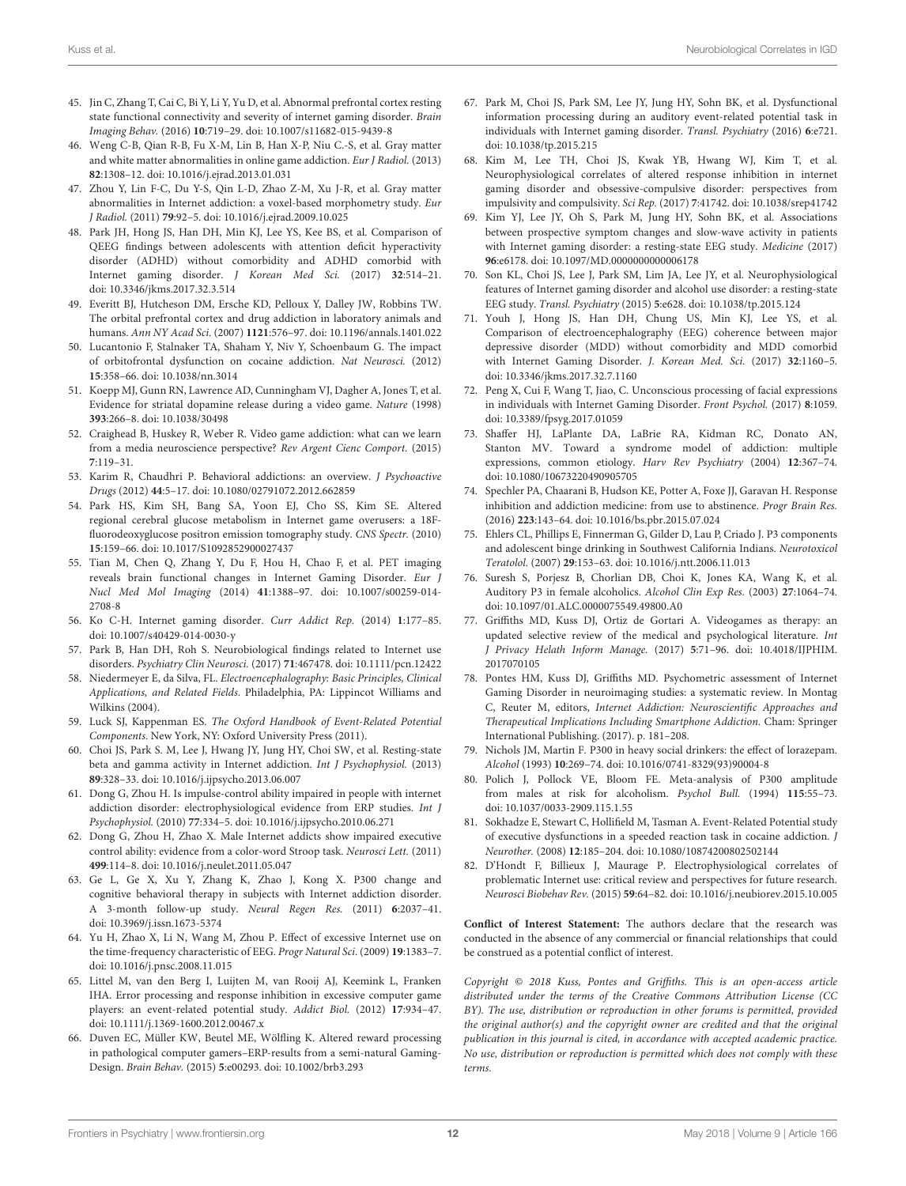45. Jin C, Zhang T, Cai C, Bi Y, Li Y, Yu D, et al. Abnormal prefrontal cortex resting state functional connectivity and severity of internet gaming disorder. *Brain Imaging Behav.* (2016) **10**:719–29. doi: 10.1007/s11682-015-9439-8
46. Weng C-B, Qian R-B, Fu X-M, Lin B, Han X-P, Niu C.-S, et al. Gray matter and white matter abnormalities in online game addiction. *Eur J Radiol.* (2013) **82**:1308–12. doi: 10.1016/j.ejrad.2013.01.031
47. Zhou Y, Lin F-C, Du Y-S, Qin L-D, Zhao Z-M, Xu J-R, et al. Gray matter abnormalities in Internet addiction: a voxel-based morphometry study. *Eur J Radiol.* (2011) **79**:92–5. doi: 10.1016/j.ejrad.2009.10.025
48. Park JH, Hong JS, Han DH, Min KJ, Lee YS, Kee BS, et al. Comparison of QEEG findings between adolescents with attention deficit hyperactivity disorder (ADHD) without comorbidity and ADHD comorbid with Internet gaming disorder. *J Korean Med Sci.* (2017) **32**:514–21. doi: 10.3346/jkms.2017.32.3.514
49. Everitt BJ, Hutcheson DM, Ersche KD, Pelloux Y, Dalley JW, Robbins TW. The orbital prefrontal cortex and drug addiction in laboratory animals and humans. *Ann NY Acad Sci.* (2007) **1121**:576–97. doi: 10.1196/annals.1401.022
50. Lucantonio F, Stalnaker TA, Shaham Y, Niv Y, Schoenbaum G. The impact of orbitofrontal dysfunction on cocaine addiction. *Nat Neurosci.* (2012) **15**:358–66. doi: 10.1038/nn.3014
51. Koepp MJ, Gunn RN, Lawrence AD, Cunningham VJ, Dagher A, Jones T, et al. Evidence for striatal dopamine release during a video game. *Nature* (1998) **393**:266–8. doi: 10.1038/30498
52. Craighead B, Huskey R, Weber R. Video game addiction: what can we learn from a media neuroscience perspective? *Rev Argent Cienc Comport.* (2015) **7**:119–31.
53. Karim R, Chaudhri P. Behavioral addictions: an overview. *J Psychoactive Drugs* (2012) **44**:5–17. doi: 10.1080/02791072.2012.662859
54. Park HS, Kim SH, Bang SA, Yoon EJ, Cho SS, Kim SE. Altered regional cerebral glucose metabolism in Internet game overusers: a 18F-fluorodeoxyglucose positron emission tomography study. *CNS Spectr.* (2010) **15**:159–66. doi: 10.1017/S1092852900027437
55. Tian M, Chen Q, Zhang Y, Du F, Hou H, Chao F, et al. PET imaging reveals brain functional changes in Internet Gaming Disorder. *Eur J Nucl Med Mol Imaging* (2014) **41**:1388–97. doi: 10.1007/s00259-014-2708-8
56. Ko C-H. Internet gaming disorder. *Curr Addict Rep.* (2014) **1**:177–85. doi: 10.1007/s40429-014-0030-y
57. Park B, Han DH, Roh S. Neurobiological findings related to Internet use disorders. *Psychiatry Clin Neurosci.* (2017) **71**:467478. doi: 10.1111/pcn.12422
58. Niedermeyer E, da Silva, FL. *Electroencephalography: Basic Principles, Clinical Applications, and Related Fields*. Philadelphia, PA: Lippincot Williams and Wilkins (2004).
59. Luck SJ, Kappenman ES. *The Oxford Handbook of Event-Related Potential Components*. New York, NY: Oxford University Press (2011).
60. Choi JS, Park S. M, Lee J, Hwang JY, Jung HY, Choi SW, et al. Resting-state beta and gamma activity in Internet addiction. *Int J Psychophysiol.* (2013) **89**:328–33. doi: 10.1016/j.ijpsycho.2013.06.007
61. Dong G, Zhou H. Is impulse-control ability impaired in people with internet addiction disorder: electrophysiological evidence from ERP studies. *Int J Psychophysiol.* (2010) **77**:334–5. doi: 10.1016/j.ijpsycho.2010.06.271
62. Dong G, Zhou H, Zhao X. Male Internet addicts show impaired executive control ability: evidence from a color-word Stroop task. *Neurosci Lett.* (2011) **499**:114–8. doi: 10.1016/j.neulet.2011.05.047
63. Ge L, Ge X, Xu Y, Zhang K, Zhao J, Kong X. P300 change and cognitive behavioral therapy in subjects with Internet addiction disorder. A 3-month follow-up study. *Neural Regen Res.* (2011) **6**:2037–41. doi: 10.3969/j.issn.1673-5374
64. Yu H, Zhao X, Li N, Wang M, Zhou P. Effect of excessive Internet use on the time-frequency characteristic of EEG. *Progr Natural Sci*. (2009) **19**:1383–7. doi: 10.1016/j.pnsc.2008.11.015
65. Littel M, van den Berg I, Luijten M, van Rooij AJ, Keemink L, Franken IHA. Error processing and response inhibition in excessive computer game players: an event-related potential study. *Addict Biol.* (2012) **17**:934–47. doi: 10.1111/j.1369-1600.2012.00467.x
66. Duven EC, Müller KW, Beutel ME, Wölfling K. Altered reward processing in pathological computer gamers–ERP-results from a semi-natural Gaming-Design. *Brain Behav.* (2015) **5**:e00293. doi: 10.1002/brb3.293
67. Park M, Choi JS, Park SM, Lee JY, Jung HY, Sohn BK, et al. Dysfunctional information processing during an auditory event-related potential task in individuals with Internet gaming disorder. *Transl. Psychiatry* (2016) **6**:e721. doi: 10.1038/tp.2015.215
68. Kim M, Lee TH, Choi JS, Kwak YB, Hwang WJ, Kim T, et al. Neurophysiological correlates of altered response inhibition in internet gaming disorder and obsessive-compulsive disorder: perspectives from impulsivity and compulsivity. *Sci Rep.* (2017) **7**:41742. doi: 10.1038/srep41742
69. Kim YJ, Lee JY, Oh S, Park M, Jung HY, Sohn BK, et al. Associations between prospective symptom changes and slow-wave activity in patients with Internet gaming disorder: a resting-state EEG study. *Medicine* (2017) **96**:e6178. doi: 10.1097/MD.0000000000006178
70. Son KL, Choi JS, Lee J, Park SM, Lim JA, Lee JY, et al. Neurophysiological features of Internet gaming disorder and alcohol use disorder: a resting-state EEG study. *Transl. Psychiatry* (2015) **5**:e628. doi: 10.1038/tp.2015.124
71. Youh J, Hong JS, Han DH, Chung US, Min KJ, Lee YS, et al. Comparison of electroencephalography (EEG) coherence between major depressive disorder (MDD) without comorbidity and MDD comorbid with Internet Gaming Disorder. *J. Korean Med. Sci.* (2017) **32**:1160–5. doi: 10.3346/jkms.2017.32.7.1160
72. Peng X, Cui F, Wang T, Jiao, C. Unconscious processing of facial expressions in individuals with Internet Gaming Disorder. *Front Psychol.* (2017) **8**:1059. doi: 10.3389/fpsyg.2017.01059
73. Shaffer HJ, LaPlante DA, LaBrie RA, Kidman RC, Donato AN, Stanton MV. Toward a syndrome model of addiction: multiple expressions, common etiology. *Harv Rev Psychiatry* (2004) **12**:367–74. doi: 10.1080/10673220490905705
74. Spechler PA, Chaarani B, Hudson KE, Potter A, Foxe JJ, Garavan H. Response inhibition and addiction medicine: from use to abstinence. *Progr Brain Res.* (2016) **223**:143–64. doi: 10.1016/bs.pbr.2015.07.024
75. Ehlers CL, Phillips E, Finnerman G, Gilder D, Lau P, Criado J. P3 components and adolescent binge drinking in Southwest California Indians. *Neurotoxicol Teratolol.* (2007) **29**:153–63. doi: 10.1016/j.ntt.2006.11.013
76. Suresh S, Porjesz B, Chorlian DB, Choi K, Jones KA, Wang K, et al. Auditory P3 in female alcoholics. *Alcohol Clin Exp Res.* (2003) **27**:1064–74. doi: 10.1097/01.ALC.0000075549.49800.A0
77. Griffiths MD, Kuss DJ, Ortiz de Gortari A. Videogames as therapy: an updated selective review of the medical and psychological literature. *Int J Privacy Helath Inform Manage.* (2017) **5**:71–96. doi: 10.4018/IJPHIM.2017070105
78. Pontes HM, Kuss DJ, Griffiths MD. Psychometric assessment of Internet Gaming Disorder in neuroimaging studies: a systematic review. In Montag C, Reuter M, editors, *Internet Addiction: Neuroscientific Approaches and Therapeutical Implications Including Smartphone Addiction*. Cham: Springer International Publishing. (2017). p. 181–208.
79. Nichols JM, Martin F. P300 in heavy social drinkers: the effect of lorazepam. *Alcohol* (1993) **10**:269–74. doi: 10.1016/0741-8329(93)90004-8
80. Polich J, Pollock VE, Bloom FE. Meta-analysis of P300 amplitude from males at risk for alcoholism. *Psychol Bull.* (1994) **115**:55–73. doi: 10.1037/0033-2909.115.1.55
81. Sokhadze E, Stewart C, Hollifield M, Tasman A. Event-Related Potential study of executive dysfunctions in a speeded reaction task in cocaine addiction. *J Neurother.* (2008) **12**:185–204. doi: 10.1080/10874200802502144
82. D'Hondt F, Billieux J, Maurage P. Electrophysiological correlates of problematic Internet use: critical review and perspectives for future research. *Neurosci Biobehav Rev.* (2015) **59**:64–82. doi: 10.1016/j.neubiorev.2015.10.005

**Conflict of Interest Statement:** The authors declare that the research was conducted in the absence of any commercial or financial relationships that could be construed as a potential conflict of interest.

*Copyright © 2018 Kuss, Pontes and Griffiths. This is an open-access article distributed under the terms of the Creative Commons Attribution License (CC BY). The use, distribution or reproduction in other forums is permitted, provided the original author(s) and the copyright owner are credited and that the original publication in this journal is cited, in accordance with accepted academic practice. No use, distribution or reproduction is permitted which does not comply with these terms.*